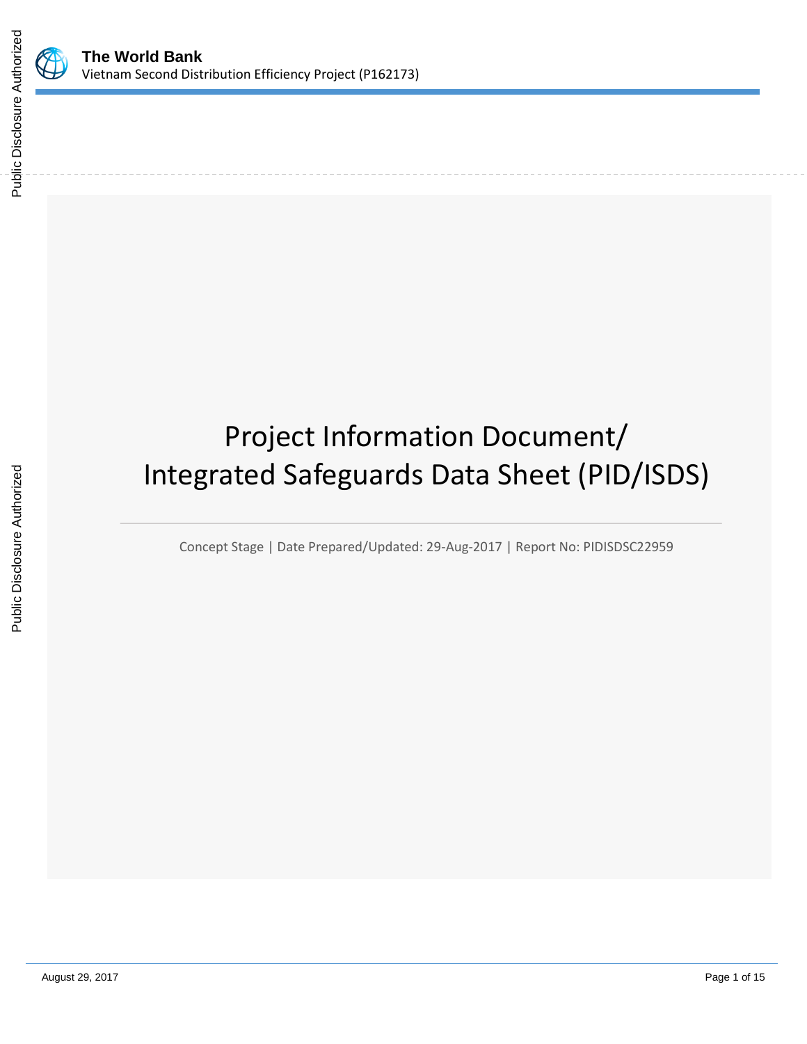**The World Bank**
Vietnam Second Distribution Efficiency Project (P162173)

# Project Information Document/ Integrated Safeguards Data Sheet (PID/ISDS)

Concept Stage | Date Prepared/Updated: 29-Aug-2017 | Report No: PIDISDSC22959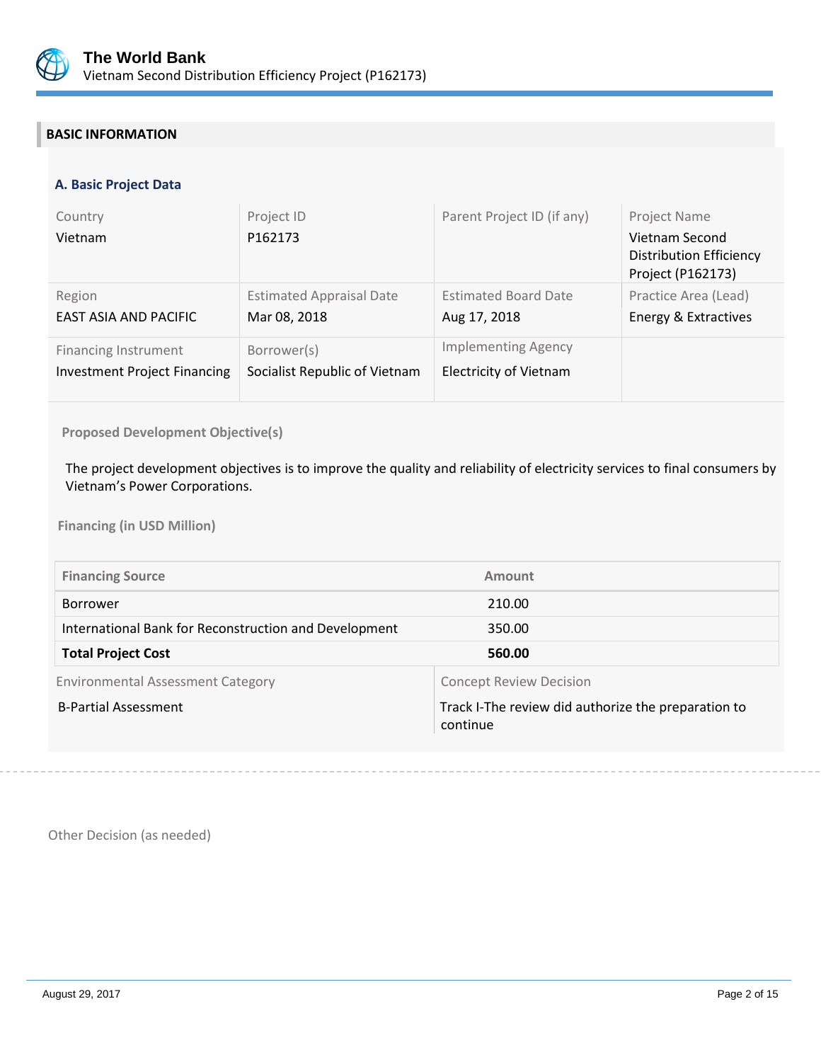## BASIC INFORMATION

### A. Basic Project Data

| Country | Project ID | Parent Project ID (if any) | Project Name |
|---|---|---|---|
| Vietnam | P162173 | | Vietnam Second Distribution Efficiency Project (P162173) |
| **Region** | **Estimated Appraisal Date** | **Estimated Board Date** | **Practice Area (Lead)** |
| EAST ASIA AND PACIFIC | Mar 08, 2018 | Aug 17, 2018 | Energy & Extractives |
| **Financing Instrument** | **Borrower(s)** | **Implementing Agency** | |
| Investment Project Financing | Socialist Republic of Vietnam | Electricity of Vietnam | |

**Proposed Development Objective(s)**

The project development objectives is to improve the quality and reliability of electricity services to final consumers by Vietnam's Power Corporations.

**Financing (in USD Million)**

| Financing Source | Amount |
|---|---|
| Borrower | 210.00 |
| International Bank for Reconstruction and Development | 350.00 |
| **Total Project Cost** | **560.00** |

| Environmental Assessment Category | Concept Review Decision |
|---|---|
| B-Partial Assessment | Track I-The review did authorize the preparation to continue |

Other Decision (as needed)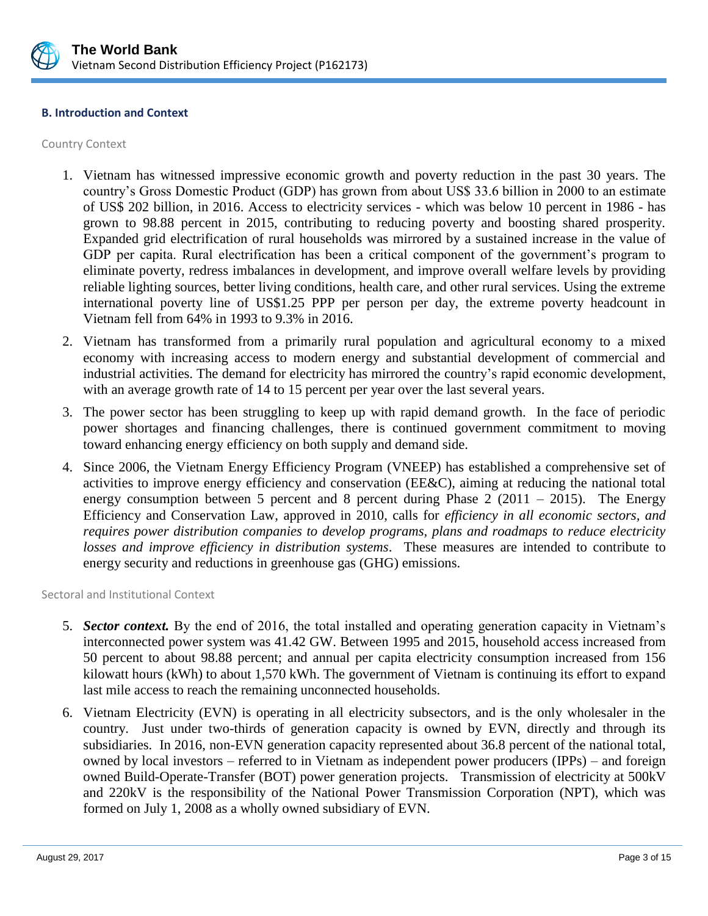### B. Introduction and Context

#### Country Context

1. Vietnam has witnessed impressive economic growth and poverty reduction in the past 30 years. The country's Gross Domestic Product (GDP) has grown from about US$ 33.6 billion in 2000 to an estimate of US$ 202 billion, in 2016. Access to electricity services - which was below 10 percent in 1986 - has grown to 98.88 percent in 2015, contributing to reducing poverty and boosting shared prosperity. Expanded grid electrification of rural households was mirrored by a sustained increase in the value of GDP per capita. Rural electrification has been a critical component of the government's program to eliminate poverty, redress imbalances in development, and improve overall welfare levels by providing reliable lighting sources, better living conditions, health care, and other rural services. Using the extreme international poverty line of US$1.25 PPP per person per day, the extreme poverty headcount in Vietnam fell from 64% in 1993 to 9.3% in 2016.

2. Vietnam has transformed from a primarily rural population and agricultural economy to a mixed economy with increasing access to modern energy and substantial development of commercial and industrial activities. The demand for electricity has mirrored the country's rapid economic development, with an average growth rate of 14 to 15 percent per year over the last several years.

3. The power sector has been struggling to keep up with rapid demand growth. In the face of periodic power shortages and financing challenges, there is continued government commitment to moving toward enhancing energy efficiency on both supply and demand side.

4. Since 2006, the Vietnam Energy Efficiency Program (VNEEP) has established a comprehensive set of activities to improve energy efficiency and conservation (EE&C), aiming at reducing the national total energy consumption between 5 percent and 8 percent during Phase 2 (2011 – 2015). The Energy Efficiency and Conservation Law, approved in 2010, calls for *efficiency in all economic sectors, and requires power distribution companies to develop programs, plans and roadmaps to reduce electricity losses and improve efficiency in distribution systems*. These measures are intended to contribute to energy security and reductions in greenhouse gas (GHG) emissions.

#### Sectoral and Institutional Context

5. ***Sector context.*** By the end of 2016, the total installed and operating generation capacity in Vietnam's interconnected power system was 41.42 GW. Between 1995 and 2015, household access increased from 50 percent to about 98.88 percent; and annual per capita electricity consumption increased from 156 kilowatt hours (kWh) to about 1,570 kWh. The government of Vietnam is continuing its effort to expand last mile access to reach the remaining unconnected households.

6. Vietnam Electricity (EVN) is operating in all electricity subsectors, and is the only wholesaler in the country. Just under two-thirds of generation capacity is owned by EVN, directly and through its subsidiaries. In 2016, non-EVN generation capacity represented about 36.8 percent of the national total, owned by local investors – referred to in Vietnam as independent power producers (IPPs) – and foreign owned Build-Operate-Transfer (BOT) power generation projects. Transmission of electricity at 500kV and 220kV is the responsibility of the National Power Transmission Corporation (NPT), which was formed on July 1, 2008 as a wholly owned subsidiary of EVN.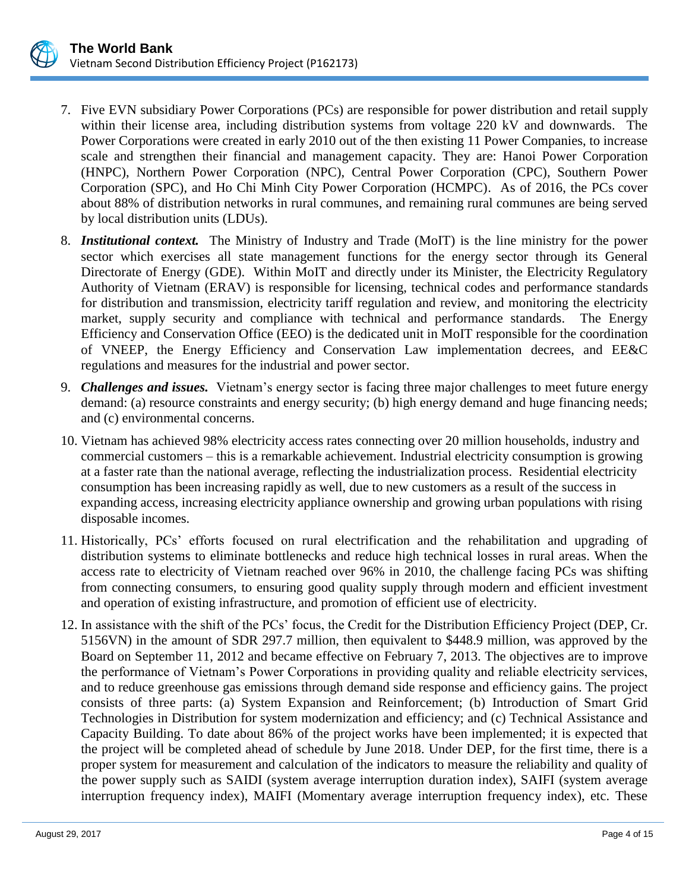7. Five EVN subsidiary Power Corporations (PCs) are responsible for power distribution and retail supply within their license area, including distribution systems from voltage 220 kV and downwards. The Power Corporations were created in early 2010 out of the then existing 11 Power Companies, to increase scale and strengthen their financial and management capacity. They are: Hanoi Power Corporation (HNPC), Northern Power Corporation (NPC), Central Power Corporation (CPC), Southern Power Corporation (SPC), and Ho Chi Minh City Power Corporation (HCMPC). As of 2016, the PCs cover about 88% of distribution networks in rural communes, and remaining rural communes are being served by local distribution units (LDUs).

8. ***Institutional context.*** The Ministry of Industry and Trade (MoIT) is the line ministry for the power sector which exercises all state management functions for the energy sector through its General Directorate of Energy (GDE). Within MoIT and directly under its Minister, the Electricity Regulatory Authority of Vietnam (ERAV) is responsible for licensing, technical codes and performance standards for distribution and transmission, electricity tariff regulation and review, and monitoring the electricity market, supply security and compliance with technical and performance standards. The Energy Efficiency and Conservation Office (EEO) is the dedicated unit in MoIT responsible for the coordination of VNEEP, the Energy Efficiency and Conservation Law implementation decrees, and EE&C regulations and measures for the industrial and power sector.

9. ***Challenges and issues.*** Vietnam's energy sector is facing three major challenges to meet future energy demand: (a) resource constraints and energy security; (b) high energy demand and huge financing needs; and (c) environmental concerns.

10. Vietnam has achieved 98% electricity access rates connecting over 20 million households, industry and commercial customers – this is a remarkable achievement. Industrial electricity consumption is growing at a faster rate than the national average, reflecting the industrialization process. Residential electricity consumption has been increasing rapidly as well, due to new customers as a result of the success in expanding access, increasing electricity appliance ownership and growing urban populations with rising disposable incomes.

11. Historically, PCs' efforts focused on rural electrification and the rehabilitation and upgrading of distribution systems to eliminate bottlenecks and reduce high technical losses in rural areas. When the access rate to electricity of Vietnam reached over 96% in 2010, the challenge facing PCs was shifting from connecting consumers, to ensuring good quality supply through modern and efficient investment and operation of existing infrastructure, and promotion of efficient use of electricity.

12. In assistance with the shift of the PCs' focus, the Credit for the Distribution Efficiency Project (DEP, Cr. 5156VN) in the amount of SDR 297.7 million, then equivalent to $448.9 million, was approved by the Board on September 11, 2012 and became effective on February 7, 2013. The objectives are to improve the performance of Vietnam's Power Corporations in providing quality and reliable electricity services, and to reduce greenhouse gas emissions through demand side response and efficiency gains. The project consists of three parts: (a) System Expansion and Reinforcement; (b) Introduction of Smart Grid Technologies in Distribution for system modernization and efficiency; and (c) Technical Assistance and Capacity Building. To date about 86% of the project works have been implemented; it is expected that the project will be completed ahead of schedule by June 2018. Under DEP, for the first time, there is a proper system for measurement and calculation of the indicators to measure the reliability and quality of the power supply such as SAIDI (system average interruption duration index), SAIFI (system average interruption frequency index), MAIFI (Momentary average interruption frequency index), etc. These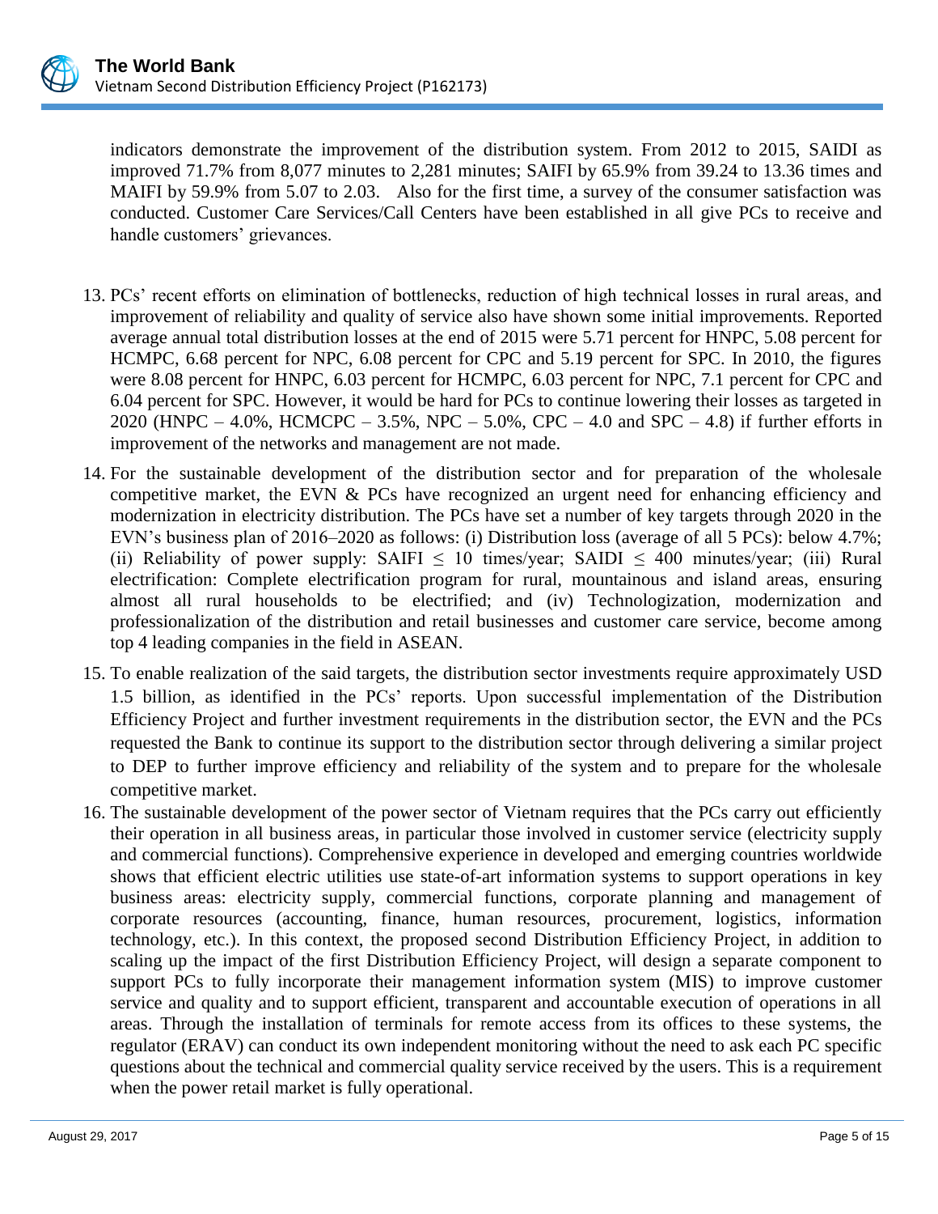indicators demonstrate the improvement of the distribution system. From 2012 to 2015, SAIDI as improved 71.7% from 8,077 minutes to 2,281 minutes; SAIFI by 65.9% from 39.24 to 13.36 times and MAIFI by 59.9% from 5.07 to 2.03. Also for the first time, a survey of the consumer satisfaction was conducted. Customer Care Services/Call Centers have been established in all give PCs to receive and handle customers' grievances.

13. PCs' recent efforts on elimination of bottlenecks, reduction of high technical losses in rural areas, and improvement of reliability and quality of service also have shown some initial improvements. Reported average annual total distribution losses at the end of 2015 were 5.71 percent for HNPC, 5.08 percent for HCMPC, 6.68 percent for NPC, 6.08 percent for CPC and 5.19 percent for SPC. In 2010, the figures were 8.08 percent for HNPC, 6.03 percent for HCMPC, 6.03 percent for NPC, 7.1 percent for CPC and 6.04 percent for SPC. However, it would be hard for PCs to continue lowering their losses as targeted in 2020 (HNPC – 4.0%, HCMCPC – 3.5%, NPC – 5.0%, CPC – 4.0 and SPC – 4.8) if further efforts in improvement of the networks and management are not made.

14. For the sustainable development of the distribution sector and for preparation of the wholesale competitive market, the EVN & PCs have recognized an urgent need for enhancing efficiency and modernization in electricity distribution. The PCs have set a number of key targets through 2020 in the EVN's business plan of 2016–2020 as follows: (i) Distribution loss (average of all 5 PCs): below 4.7%; (ii) Reliability of power supply: SAIFI ≤ 10 times/year; SAIDI ≤ 400 minutes/year; (iii) Rural electrification: Complete electrification program for rural, mountainous and island areas, ensuring almost all rural households to be electrified; and (iv) Technologization, modernization and professionalization of the distribution and retail businesses and customer care service, become among top 4 leading companies in the field in ASEAN.

15. To enable realization of the said targets, the distribution sector investments require approximately USD 1.5 billion, as identified in the PCs' reports. Upon successful implementation of the Distribution Efficiency Project and further investment requirements in the distribution sector, the EVN and the PCs requested the Bank to continue its support to the distribution sector through delivering a similar project to DEP to further improve efficiency and reliability of the system and to prepare for the wholesale competitive market.

16. The sustainable development of the power sector of Vietnam requires that the PCs carry out efficiently their operation in all business areas, in particular those involved in customer service (electricity supply and commercial functions). Comprehensive experience in developed and emerging countries worldwide shows that efficient electric utilities use state-of-art information systems to support operations in key business areas: electricity supply, commercial functions, corporate planning and management of corporate resources (accounting, finance, human resources, procurement, logistics, information technology, etc.). In this context, the proposed second Distribution Efficiency Project, in addition to scaling up the impact of the first Distribution Efficiency Project, will design a separate component to support PCs to fully incorporate their management information system (MIS) to improve customer service and quality and to support efficient, transparent and accountable execution of operations in all areas. Through the installation of terminals for remote access from its offices to these systems, the regulator (ERAV) can conduct its own independent monitoring without the need to ask each PC specific questions about the technical and commercial quality service received by the users. This is a requirement when the power retail market is fully operational.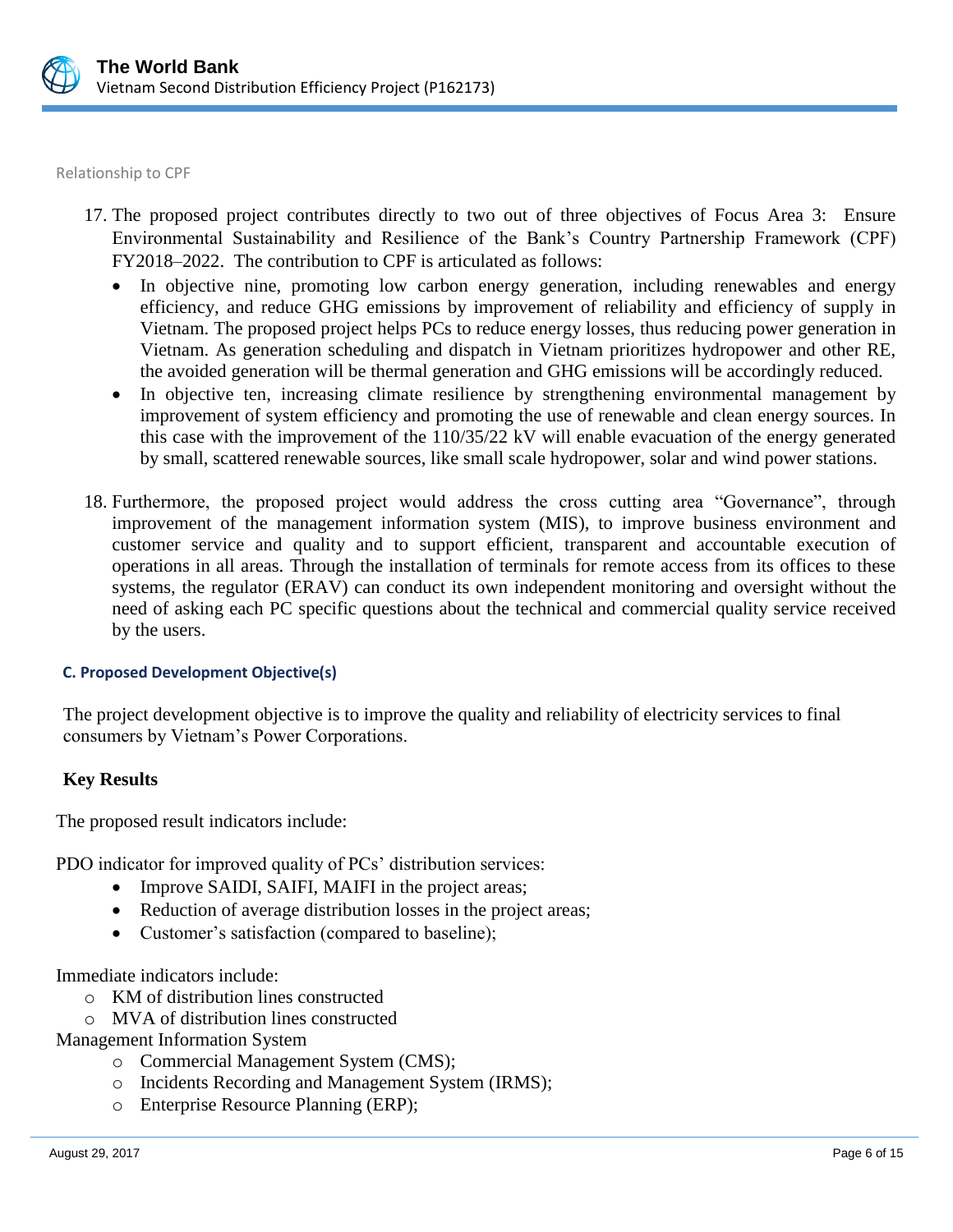Relationship to CPF

17. The proposed project contributes directly to two out of three objectives of Focus Area 3: Ensure Environmental Sustainability and Resilience of the Bank's Country Partnership Framework (CPF) FY2018–2022. The contribution to CPF is articulated as follows:
    - In objective nine, promoting low carbon energy generation, including renewables and energy efficiency, and reduce GHG emissions by improvement of reliability and efficiency of supply in Vietnam. The proposed project helps PCs to reduce energy losses, thus reducing power generation in Vietnam. As generation scheduling and dispatch in Vietnam prioritizes hydropower and other RE, the avoided generation will be thermal generation and GHG emissions will be accordingly reduced.
    - In objective ten, increasing climate resilience by strengthening environmental management by improvement of system efficiency and promoting the use of renewable and clean energy sources. In this case with the improvement of the 110/35/22 kV will enable evacuation of the energy generated by small, scattered renewable sources, like small scale hydropower, solar and wind power stations.

18. Furthermore, the proposed project would address the cross cutting area "Governance", through improvement of the management information system (MIS), to improve business environment and customer service and quality and to support efficient, transparent and accountable execution of operations in all areas. Through the installation of terminals for remote access from its offices to these systems, the regulator (ERAV) can conduct its own independent monitoring and oversight without the need of asking each PC specific questions about the technical and commercial quality service received by the users.

### C. Proposed Development Objective(s)

The project development objective is to improve the quality and reliability of electricity services to final consumers by Vietnam's Power Corporations.

**Key Results**

The proposed result indicators include:

PDO indicator for improved quality of PCs' distribution services:

- Improve SAIDI, SAIFI, MAIFI in the project areas;
- Reduction of average distribution losses in the project areas;
- Customer's satisfaction (compared to baseline);

Immediate indicators include:

- KM of distribution lines constructed
- MVA of distribution lines constructed

Management Information System

- Commercial Management System (CMS);
- Incidents Recording and Management System (IRMS);
- Enterprise Resource Planning (ERP);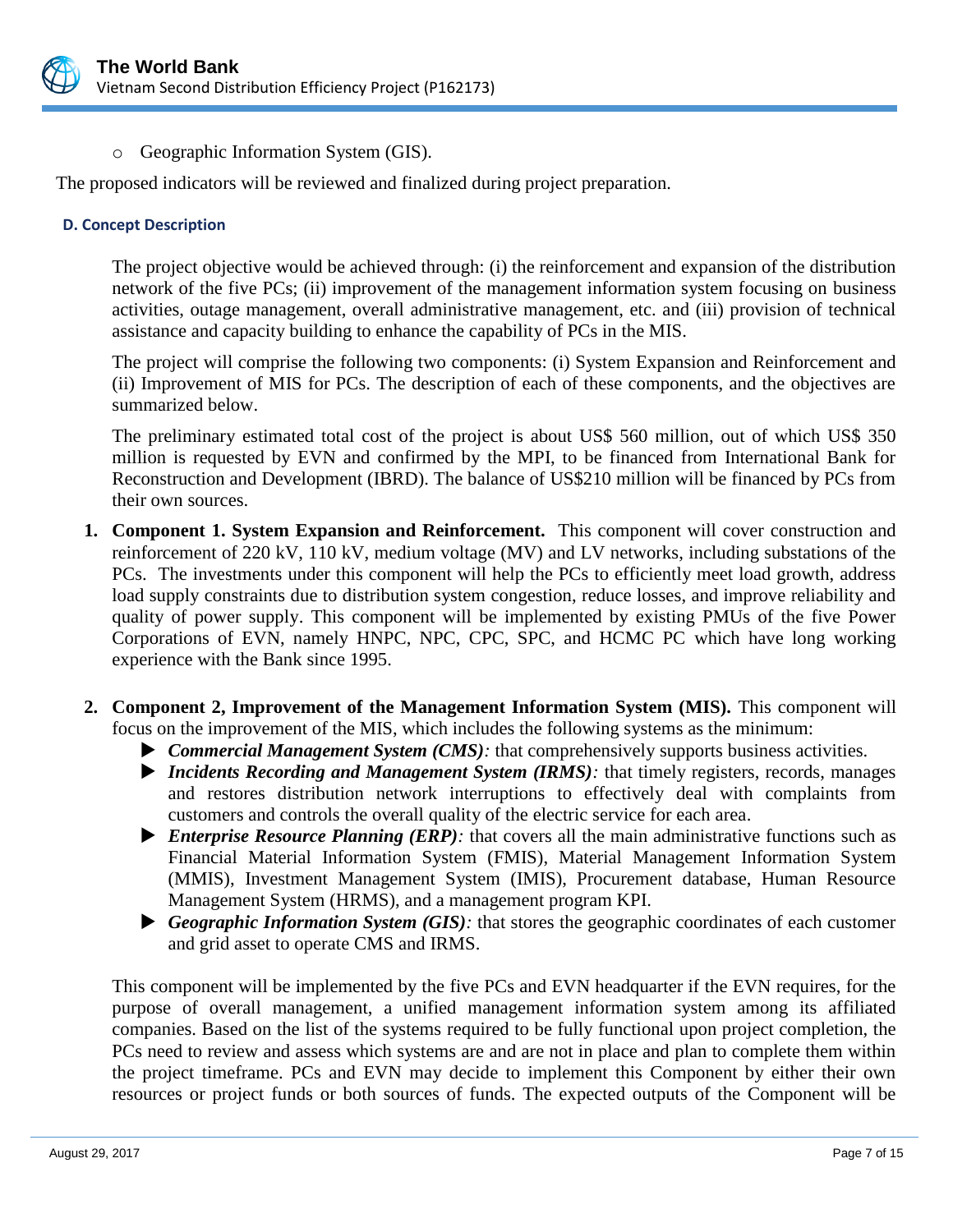- Geographic Information System (GIS).

The proposed indicators will be reviewed and finalized during project preparation.

#### D. Concept Description

The project objective would be achieved through: (i) the reinforcement and expansion of the distribution network of the five PCs; (ii) improvement of the management information system focusing on business activities, outage management, overall administrative management, etc. and (iii) provision of technical assistance and capacity building to enhance the capability of PCs in the MIS.

The project will comprise the following two components: (i) System Expansion and Reinforcement and (ii) Improvement of MIS for PCs. The description of each of these components, and the objectives are summarized below.

The preliminary estimated total cost of the project is about US$ 560 million, out of which US$ 350 million is requested by EVN and confirmed by the MPI, to be financed from International Bank for Reconstruction and Development (IBRD). The balance of US$210 million will be financed by PCs from their own sources.

1. **Component 1. System Expansion and Reinforcement.** This component will cover construction and reinforcement of 220 kV, 110 kV, medium voltage (MV) and LV networks, including substations of the PCs. The investments under this component will help the PCs to efficiently meet load growth, address load supply constraints due to distribution system congestion, reduce losses, and improve reliability and quality of power supply. This component will be implemented by existing PMUs of the five Power Corporations of EVN, namely HNPC, NPC, CPC, SPC, and HCMC PC which have long working experience with the Bank since 1995.

2. **Component 2, Improvement of the Management Information System (MIS).** This component will focus on the improvement of the MIS, which includes the following systems as the minimum:
   - ***Commercial Management System (CMS)****:* that comprehensively supports business activities.
   - ***Incidents Recording and Management System (IRMS)****:* that timely registers, records, manages and restores distribution network interruptions to effectively deal with complaints from customers and controls the overall quality of the electric service for each area.
   - ***Enterprise Resource Planning (ERP)****:* that covers all the main administrative functions such as Financial Material Information System (FMIS), Material Management Information System (MMIS), Investment Management System (IMIS), Procurement database, Human Resource Management System (HRMS), and a management program KPI.
   - ***Geographic Information System (GIS)****:* that stores the geographic coordinates of each customer and grid asset to operate CMS and IRMS.

   This component will be implemented by the five PCs and EVN headquarter if the EVN requires, for the purpose of overall management, a unified management information system among its affiliated companies. Based on the list of the systems required to be fully functional upon project completion, the PCs need to review and assess which systems are and are not in place and plan to complete them within the project timeframe. PCs and EVN may decide to implement this Component by either their own resources or project funds or both sources of funds. The expected outputs of the Component will be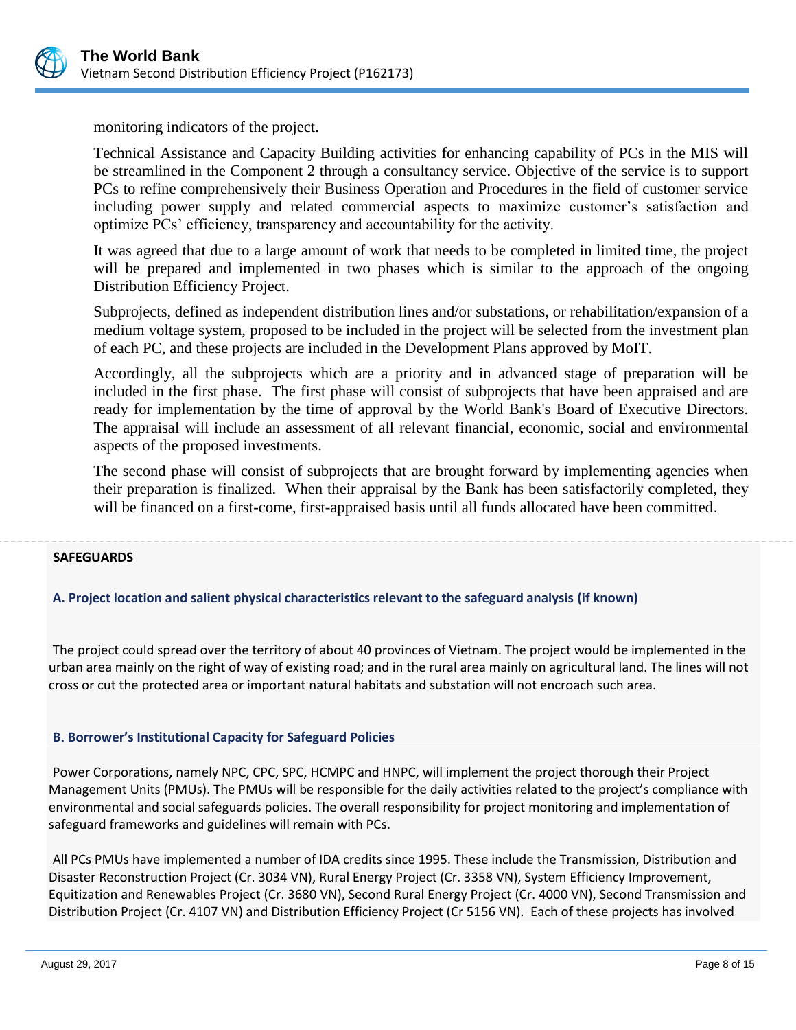monitoring indicators of the project.

Technical Assistance and Capacity Building activities for enhancing capability of PCs in the MIS will be streamlined in the Component 2 through a consultancy service. Objective of the service is to support PCs to refine comprehensively their Business Operation and Procedures in the field of customer service including power supply and related commercial aspects to maximize customer's satisfaction and optimize PCs' efficiency, transparency and accountability for the activity.

It was agreed that due to a large amount of work that needs to be completed in limited time, the project will be prepared and implemented in two phases which is similar to the approach of the ongoing Distribution Efficiency Project.

Subprojects, defined as independent distribution lines and/or substations, or rehabilitation/expansion of a medium voltage system, proposed to be included in the project will be selected from the investment plan of each PC, and these projects are included in the Development Plans approved by MoIT.

Accordingly, all the subprojects which are a priority and in advanced stage of preparation will be included in the first phase. The first phase will consist of subprojects that have been appraised and are ready for implementation by the time of approval by the World Bank's Board of Executive Directors. The appraisal will include an assessment of all relevant financial, economic, social and environmental aspects of the proposed investments.

The second phase will consist of subprojects that are brought forward by implementing agencies when their preparation is finalized. When their appraisal by the Bank has been satisfactorily completed, they will be financed on a first-come, first-appraised basis until all funds allocated have been committed.

## SAFEGUARDS

### A. Project location and salient physical characteristics relevant to the safeguard analysis (if known)

The project could spread over the territory of about 40 provinces of Vietnam. The project would be implemented in the urban area mainly on the right of way of existing road; and in the rural area mainly on agricultural land. The lines will not cross or cut the protected area or important natural habitats and substation will not encroach such area.

### B. Borrower's Institutional Capacity for Safeguard Policies

Power Corporations, namely NPC, CPC, SPC, HCMPC and HNPC, will implement the project thorough their Project Management Units (PMUs). The PMUs will be responsible for the daily activities related to the project's compliance with environmental and social safeguards policies. The overall responsibility for project monitoring and implementation of safeguard frameworks and guidelines will remain with PCs.

All PCs PMUs have implemented a number of IDA credits since 1995. These include the Transmission, Distribution and Disaster Reconstruction Project (Cr. 3034 VN), Rural Energy Project (Cr. 3358 VN), System Efficiency Improvement, Equitization and Renewables Project (Cr. 3680 VN), Second Rural Energy Project (Cr. 4000 VN), Second Transmission and Distribution Project (Cr. 4107 VN) and Distribution Efficiency Project (Cr 5156 VN). Each of these projects has involved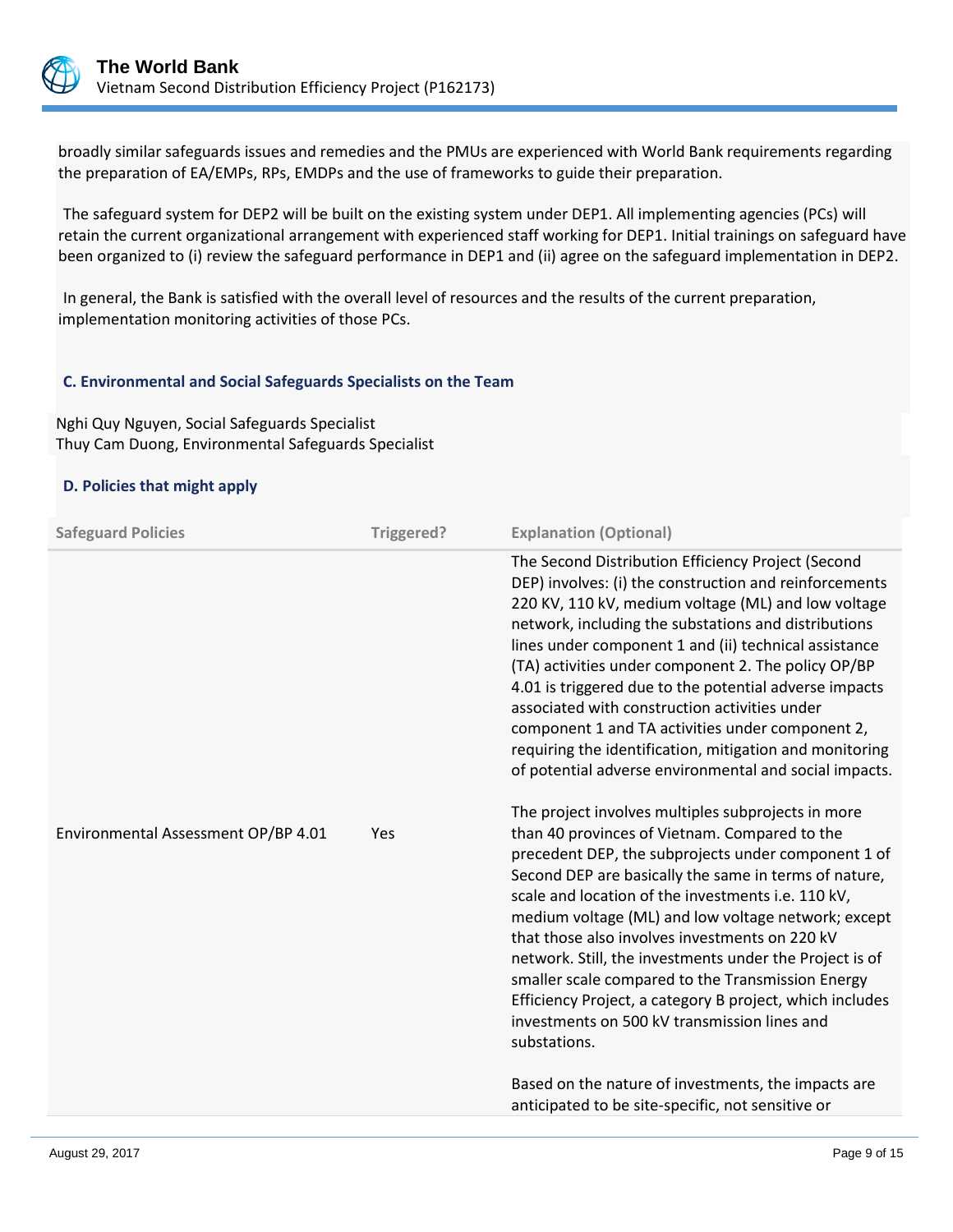broadly similar safeguards issues and remedies and the PMUs are experienced with World Bank requirements regarding the preparation of EA/EMPs, RPs, EMDPs and the use of frameworks to guide their preparation.

The safeguard system for DEP2 will be built on the existing system under DEP1. All implementing agencies (PCs) will retain the current organizational arrangement with experienced staff working for DEP1. Initial trainings on safeguard have been organized to (i) review the safeguard performance in DEP1 and (ii) agree on the safeguard implementation in DEP2.

In general, the Bank is satisfied with the overall level of resources and the results of the current preparation, implementation monitoring activities of those PCs.

### C. Environmental and Social Safeguards Specialists on the Team

Nghi Quy Nguyen, Social Safeguards Specialist
Thuy Cam Duong, Environmental Safeguards Specialist

### D. Policies that might apply

| Safeguard Policies | Triggered? | Explanation (Optional) |
|---|---|---|
| Environmental Assessment OP/BP 4.01 | Yes | The Second Distribution Efficiency Project (Second DEP) involves: (i) the construction and reinforcements 220 KV, 110 kV, medium voltage (ML) and low voltage network, including the substations and distributions lines under component 1 and (ii) technical assistance (TA) activities under component 2. The policy OP/BP 4.01 is triggered due to the potential adverse impacts associated with construction activities under component 1 and TA activities under component 2, requiring the identification, mitigation and monitoring of potential adverse environmental and social impacts.<br><br>The project involves multiples subprojects in more than 40 provinces of Vietnam. Compared to the precedent DEP, the subprojects under component 1 of Second DEP are basically the same in terms of nature, scale and location of the investments i.e. 110 kV, medium voltage (ML) and low voltage network; except that those also involves investments on 220 kV network. Still, the investments under the Project is of smaller scale compared to the Transmission Energy Efficiency Project, a category B project, which includes investments on 500 kV transmission lines and substations.<br><br>Based on the nature of investments, the impacts are anticipated to be site-specific, not sensitive or |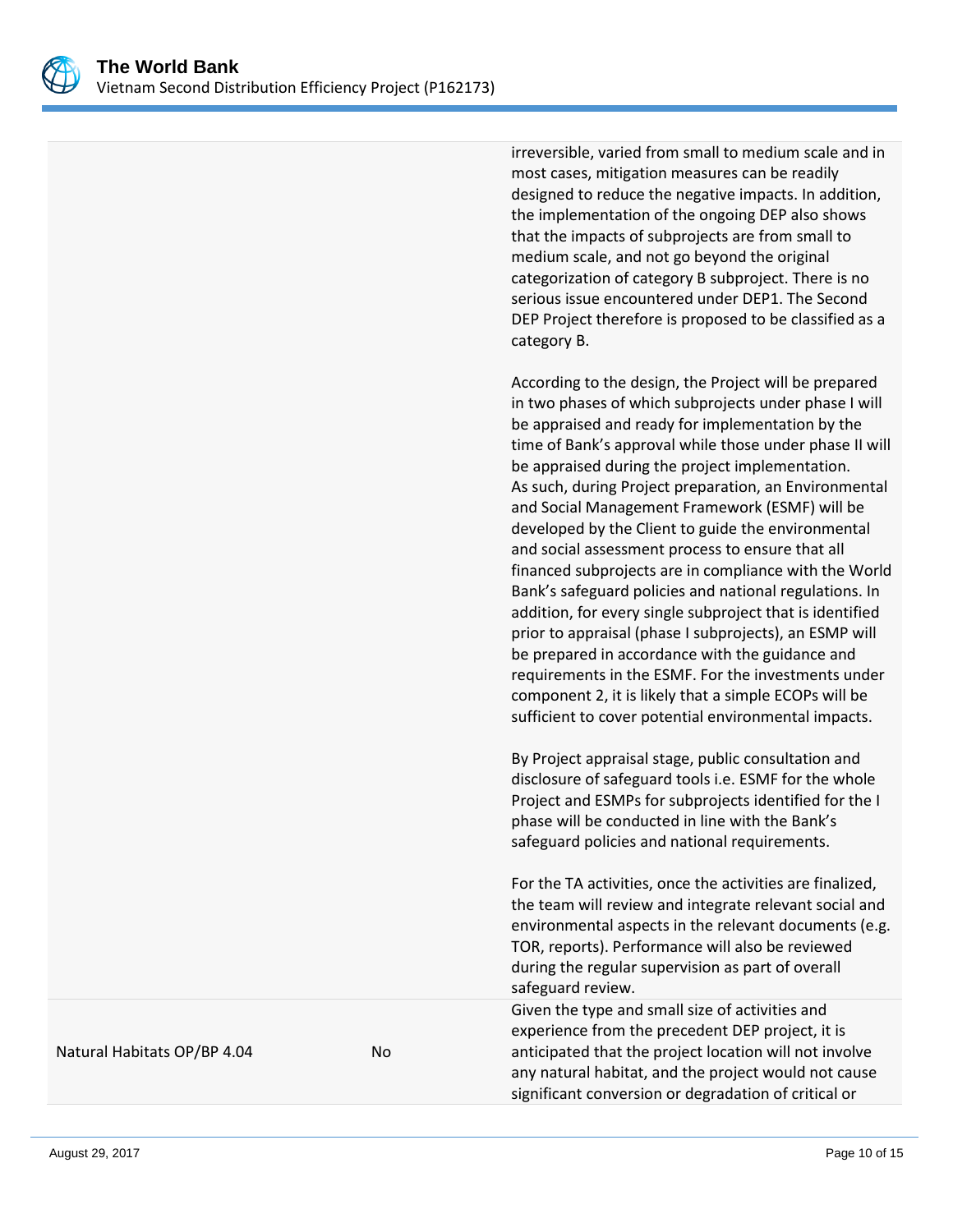| | | |
|---|---|---|
| | | irreversible, varied from small to medium scale and in most cases, mitigation measures can be readily designed to reduce the negative impacts. In addition, the implementation of the ongoing DEP also shows that the impacts of subprojects are from small to medium scale, and not go beyond the original categorization of category B subproject. There is no serious issue encountered under DEP1. The Second DEP Project therefore is proposed to be classified as a category B.<br><br>According to the design, the Project will be prepared in two phases of which subprojects under phase I will be appraised and ready for implementation by the time of Bank's approval while those under phase II will be appraised during the project implementation. As such, during Project preparation, an Environmental and Social Management Framework (ESMF) will be developed by the Client to guide the environmental and social assessment process to ensure that all financed subprojects are in compliance with the World Bank's safeguard policies and national regulations. In addition, for every single subproject that is identified prior to appraisal (phase I subprojects), an ESMP will be prepared in accordance with the guidance and requirements in the ESMF. For the investments under component 2, it is likely that a simple ECOPs will be sufficient to cover potential environmental impacts.<br><br>By Project appraisal stage, public consultation and disclosure of safeguard tools i.e. ESMF for the whole Project and ESMPs for subprojects identified for the I phase will be conducted in line with the Bank's safeguard policies and national requirements.<br><br>For the TA activities, once the activities are finalized, the team will review and integrate relevant social and environmental aspects in the relevant documents (e.g. TOR, reports). Performance will also be reviewed during the regular supervision as part of overall safeguard review. |
| Natural Habitats OP/BP 4.04 | No | Given the type and small size of activities and experience from the precedent DEP project, it is anticipated that the project location will not involve any natural habitat, and the project would not cause significant conversion or degradation of critical or |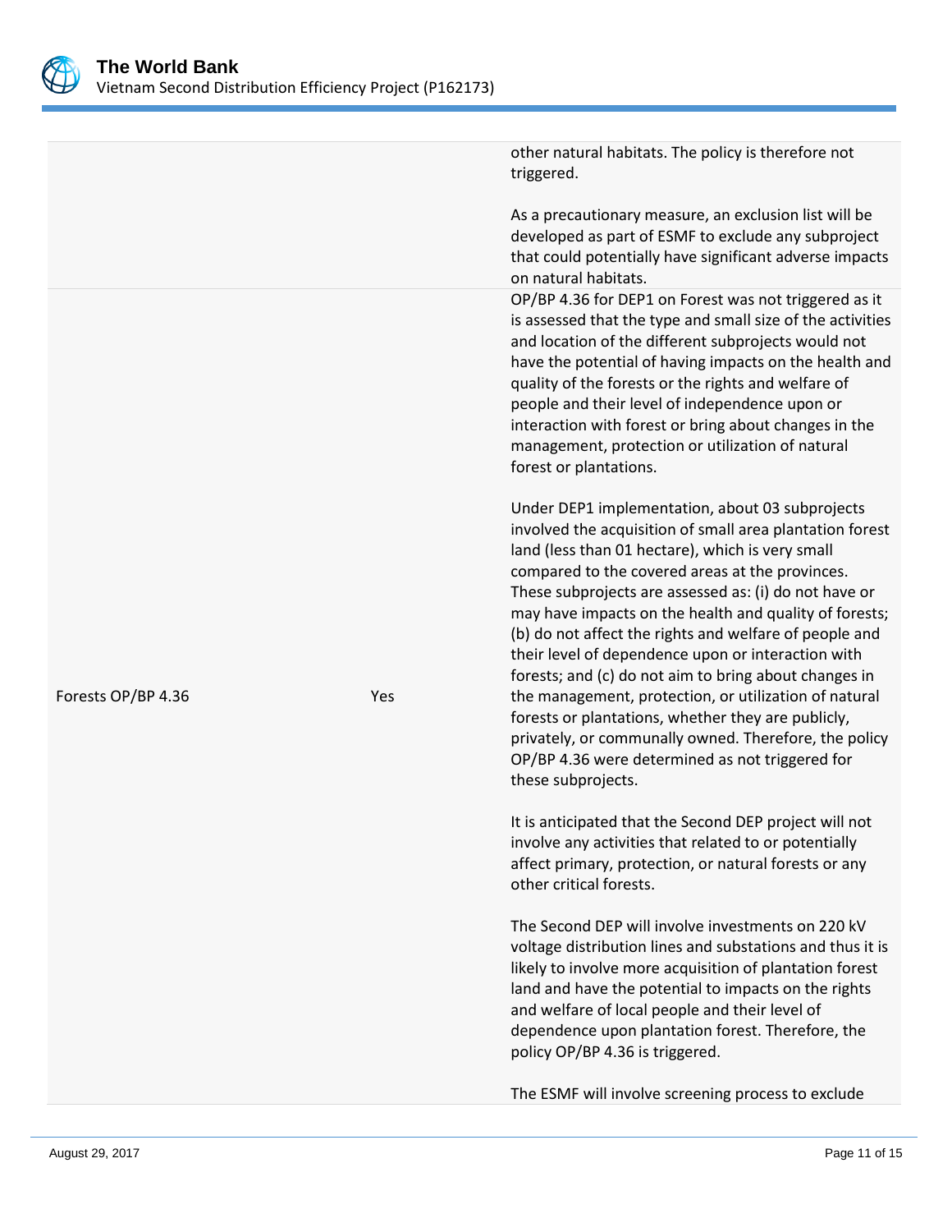| | | |
|---|---|---|
| | | other natural habitats. The policy is therefore not triggered.<br><br>As a precautionary measure, an exclusion list will be developed as part of ESMF to exclude any subproject that could potentially have significant adverse impacts on natural habitats. |
| Forests OP/BP 4.36 | Yes | OP/BP 4.36 for DEP1 on Forest was not triggered as it is assessed that the type and small size of the activities and location of the different subprojects would not have the potential of having impacts on the health and quality of the forests or the rights and welfare of people and their level of independence upon or interaction with forest or bring about changes in the management, protection or utilization of natural forest or plantations.<br><br>Under DEP1 implementation, about 03 subprojects involved the acquisition of small area plantation forest land (less than 01 hectare), which is very small compared to the covered areas at the provinces. These subprojects are assessed as: (i) do not have or may have impacts on the health and quality of forests; (b) do not affect the rights and welfare of people and their level of dependence upon or interaction with forests; and (c) do not aim to bring about changes in the management, protection, or utilization of natural forests or plantations, whether they are publicly, privately, or communally owned. Therefore, the policy OP/BP 4.36 were determined as not triggered for these subprojects.<br><br>It is anticipated that the Second DEP project will not involve any activities that related to or potentially affect primary, protection, or natural forests or any other critical forests.<br><br>The Second DEP will involve investments on 220 kV voltage distribution lines and substations and thus it is likely to involve more acquisition of plantation forest land and have the potential to impacts on the rights and welfare of local people and their level of dependence upon plantation forest. Therefore, the policy OP/BP 4.36 is triggered.<br><br>The ESMF will involve screening process to exclude |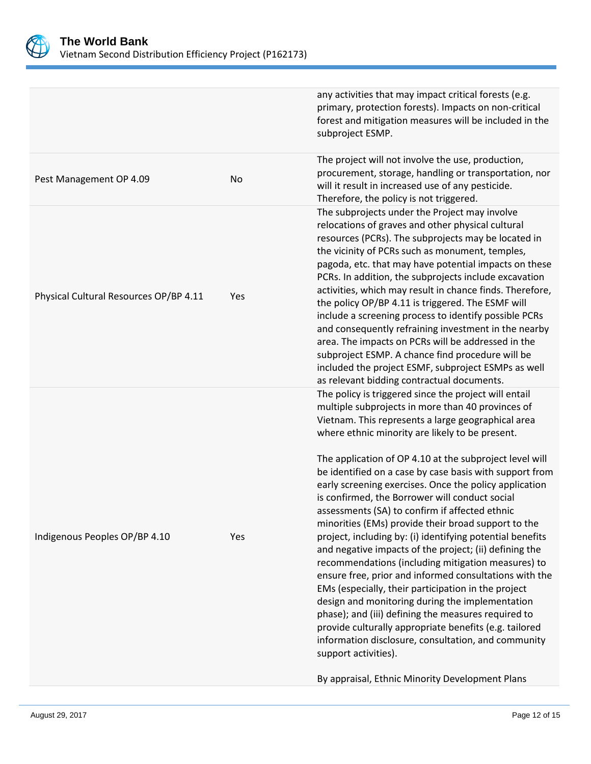| | | |
|---|---|---|
| | | any activities that may impact critical forests (e.g. primary, protection forests). Impacts on non-critical forest and mitigation measures will be included in the subproject ESMP. |
| Pest Management OP 4.09 | No | The project will not involve the use, production, procurement, storage, handling or transportation, nor will it result in increased use of any pesticide. Therefore, the policy is not triggered. |
| Physical Cultural Resources OP/BP 4.11 | Yes | The subprojects under the Project may involve relocations of graves and other physical cultural resources (PCRs). The subprojects may be located in the vicinity of PCRs such as monument, temples, pagoda, etc. that may have potential impacts on these PCRs. In addition, the subprojects include excavation activities, which may result in chance finds. Therefore, the policy OP/BP 4.11 is triggered. The ESMF will include a screening process to identify possible PCRs and consequently refraining investment in the nearby area. The impacts on PCRs will be addressed in the subproject ESMP. A chance find procedure will be included the project ESMF, subproject ESMPs as well as relevant bidding contractual documents. |
| Indigenous Peoples OP/BP 4.10 | Yes | The policy is triggered since the project will entail multiple subprojects in more than 40 provinces of Vietnam. This represents a large geographical area where ethnic minority are likely to be present.<br><br>The application of OP 4.10 at the subproject level will be identified on a case by case basis with support from early screening exercises. Once the policy application is confirmed, the Borrower will conduct social assessments (SA) to confirm if affected ethnic minorities (EMs) provide their broad support to the project, including by: (i) identifying potential benefits and negative impacts of the project; (ii) defining the recommendations (including mitigation measures) to ensure free, prior and informed consultations with the EMs (especially, their participation in the project design and monitoring during the implementation phase); and (iii) defining the measures required to provide culturally appropriate benefits (e.g. tailored information disclosure, consultation, and community support activities).<br><br>By appraisal, Ethnic Minority Development Plans |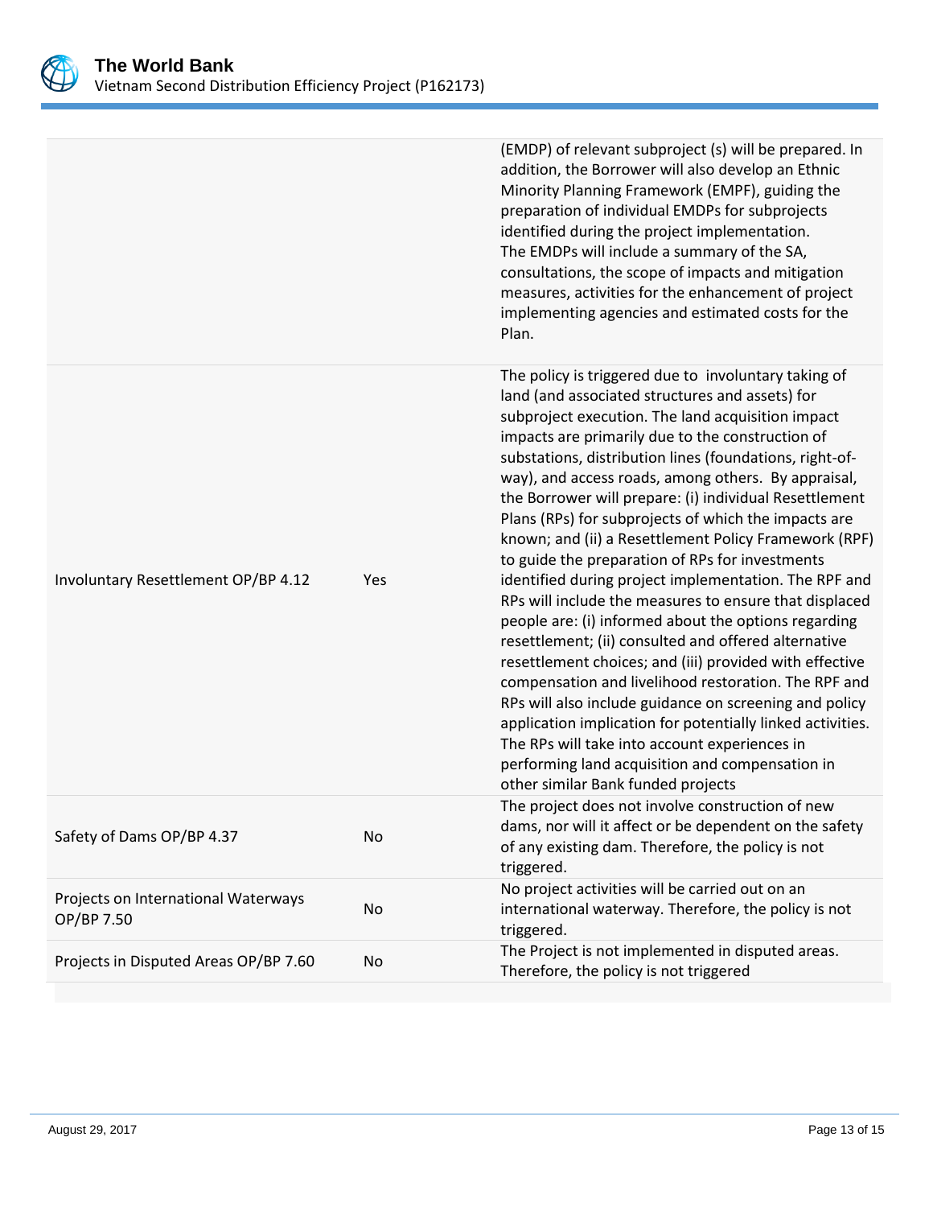| | | |
|---|---|---|
| | | (EMDP) of relevant subproject (s) will be prepared. In addition, the Borrower will also develop an Ethnic Minority Planning Framework (EMPF), guiding the preparation of individual EMDPs for subprojects identified during the project implementation. The EMDPs will include a summary of the SA, consultations, the scope of impacts and mitigation measures, activities for the enhancement of project implementing agencies and estimated costs for the Plan. |
| Involuntary Resettlement OP/BP 4.12 | Yes | The policy is triggered due to involuntary taking of land (and associated structures and assets) for subproject execution. The land acquisition impact impacts are primarily due to the construction of substations, distribution lines (foundations, right-of-way), and access roads, among others. By appraisal, the Borrower will prepare: (i) individual Resettlement Plans (RPs) for subprojects of which the impacts are known; and (ii) a Resettlement Policy Framework (RPF) to guide the preparation of RPs for investments identified during project implementation. The RPF and RPs will include the measures to ensure that displaced people are: (i) informed about the options regarding resettlement; (ii) consulted and offered alternative resettlement choices; and (iii) provided with effective compensation and livelihood restoration. The RPF and RPs will also include guidance on screening and policy application implication for potentially linked activities. The RPs will take into account experiences in performing land acquisition and compensation in other similar Bank funded projects |
| Safety of Dams OP/BP 4.37 | No | The project does not involve construction of new dams, nor will it affect or be dependent on the safety of any existing dam. Therefore, the policy is not triggered. |
| Projects on International Waterways OP/BP 7.50 | No | No project activities will be carried out on an international waterway. Therefore, the policy is not triggered. |
| Projects in Disputed Areas OP/BP 7.60 | No | The Project is not implemented in disputed areas. Therefore, the policy is not triggered |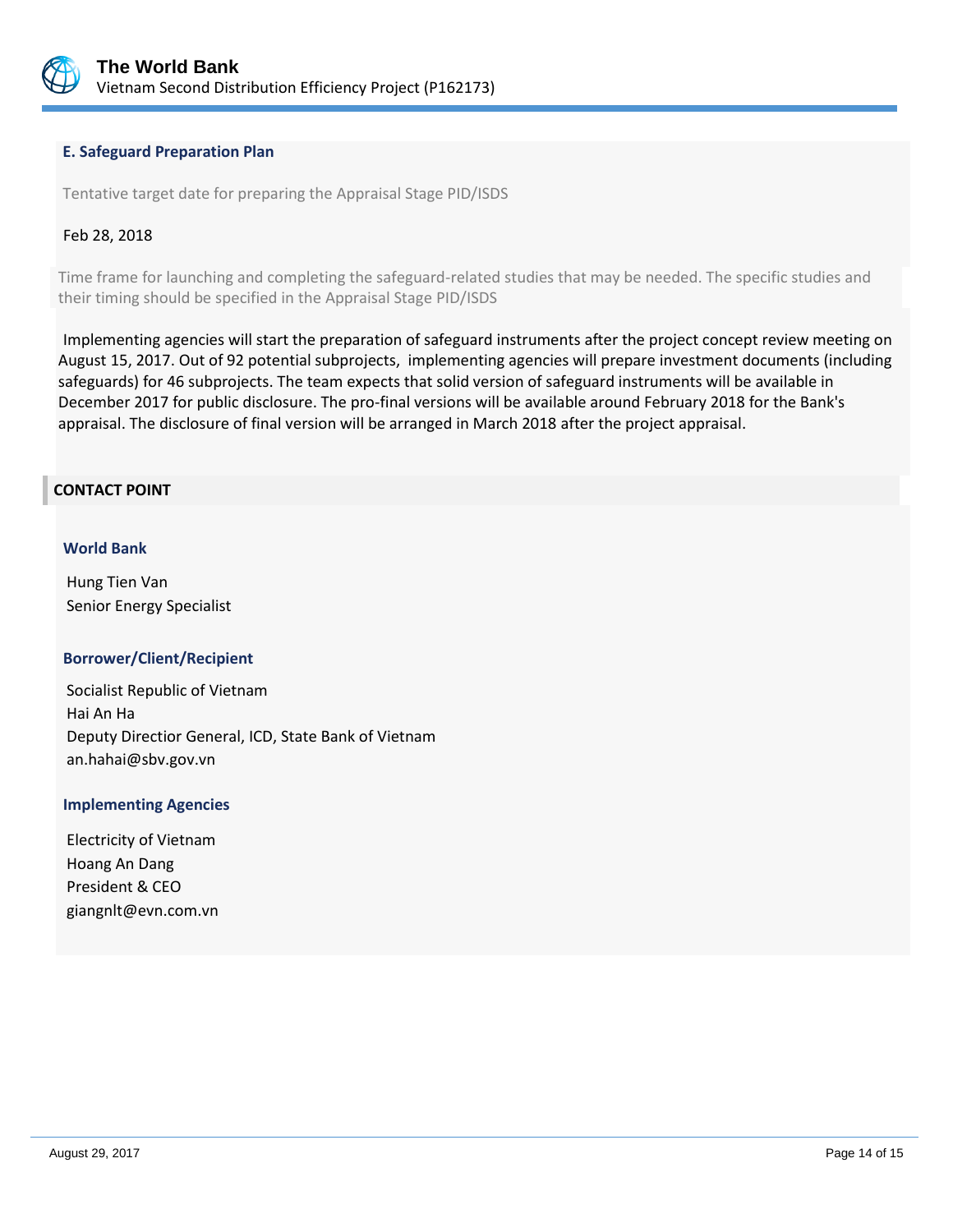### E. Safeguard Preparation Plan

Tentative target date for preparing the Appraisal Stage PID/ISDS

Feb 28, 2018

Time frame for launching and completing the safeguard-related studies that may be needed. The specific studies and their timing should be specified in the Appraisal Stage PID/ISDS

Implementing agencies will start the preparation of safeguard instruments after the project concept review meeting on August 15, 2017. Out of 92 potential subprojects, implementing agencies will prepare investment documents (including safeguards) for 46 subprojects. The team expects that solid version of safeguard instruments will be available in December 2017 for public disclosure. The pro-final versions will be available around February 2018 for the Bank's appraisal. The disclosure of final version will be arranged in March 2018 after the project appraisal.

## CONTACT POINT

### World Bank

Hung Tien Van
Senior Energy Specialist

### Borrower/Client/Recipient

Socialist Republic of Vietnam
Hai An Ha
Deputy Directior General, ICD, State Bank of Vietnam
an.hahai@sbv.gov.vn

### Implementing Agencies

Electricity of Vietnam
Hoang An Dang
President & CEO
giangnlt@evn.com.vn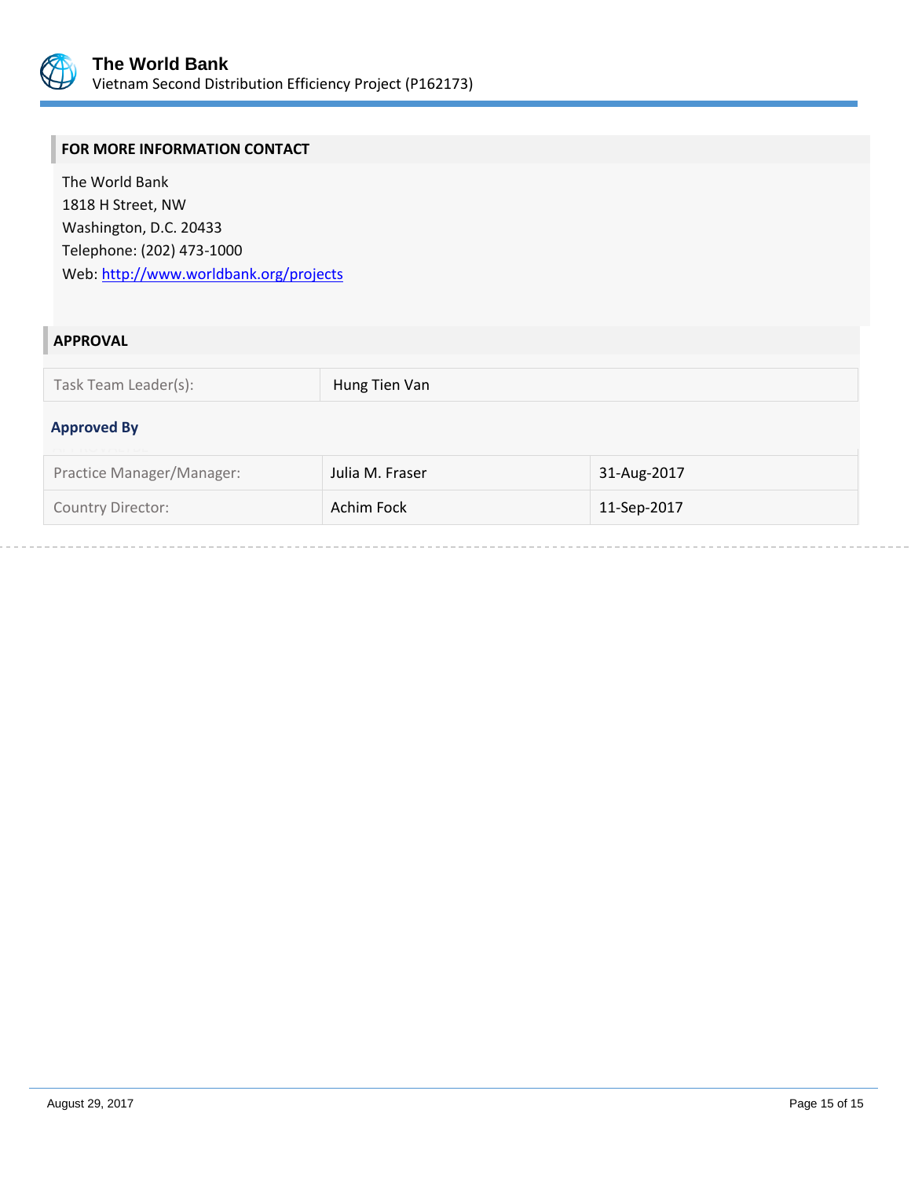## FOR MORE INFORMATION CONTACT

The World Bank
1818 H Street, NW
Washington, D.C. 20433
Telephone: (202) 473-1000
Web: http://www.worldbank.org/projects

## APPROVAL

| | |
|---|---|
| Task Team Leader(s): | Hung Tien Van |

### Approved By

| | | |
|---|---|---|
| Practice Manager/Manager: | Julia M. Fraser | 31-Aug-2017 |
| Country Director: | Achim Fock | 11-Sep-2017 |